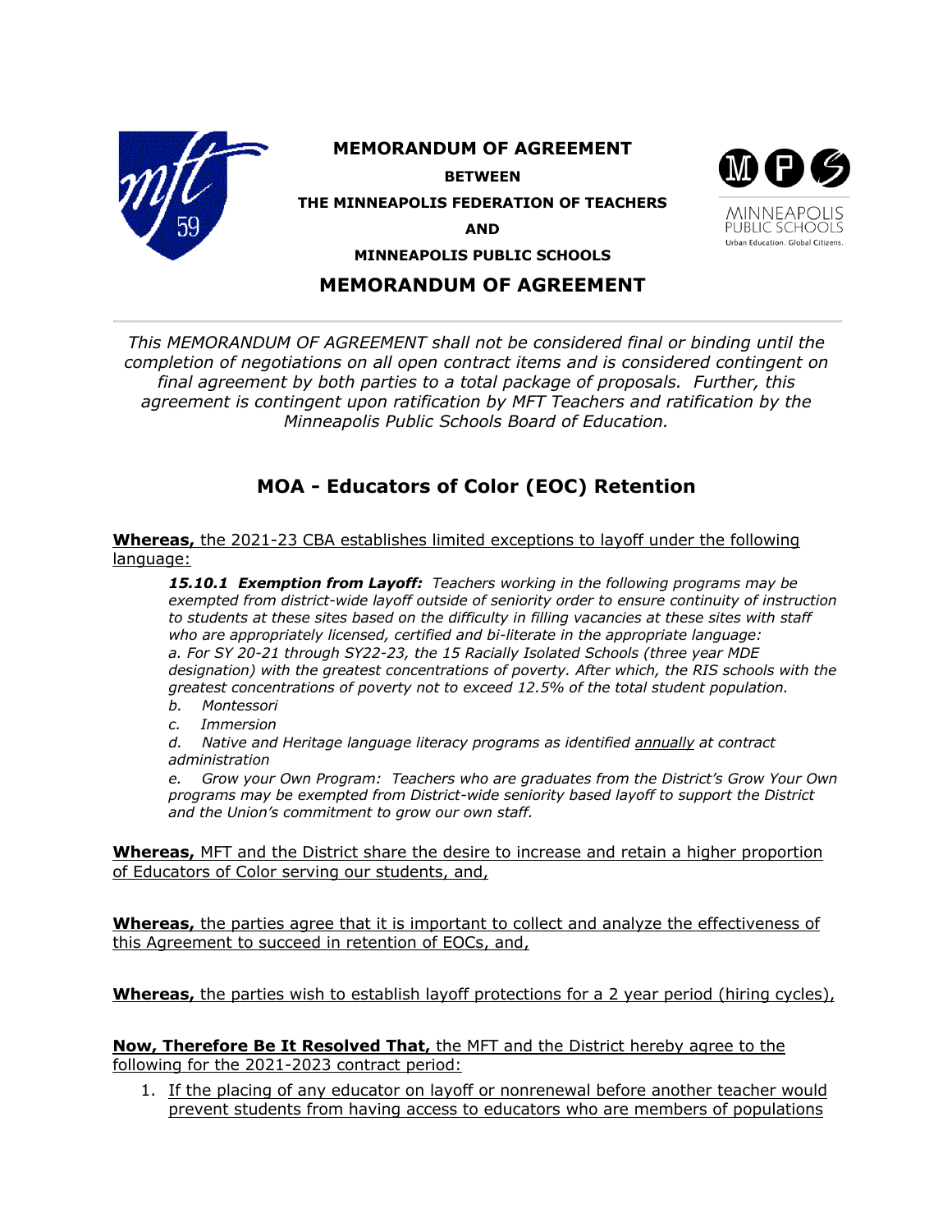# MEMORANDUM OF AGREEMENT

**BETWEEN**

**THE MINNEAPOLIS FEDERATION OF TEACHERS**

**AND**

**MINNEAPOLIS PUBLIC SCHOOLS**

## MEMORANDUM OF AGREEMENT

---

*This MEMORANDUM OF AGREEMENT shall not be considered final or binding until the completion of negotiations on all open contract items and is considered contingent on final agreement by both parties to a total package of proposals. Further, this agreement is contingent upon ratification by MFT Teachers and ratification by the Minneapolis Public Schools Board of Education.*

## MOA - Educators of Color (EOC) Retention

**Whereas,** the 2021-23 CBA establishes limited exceptions to layoff under the following language:

> ***15.10.1 Exemption from Layoff:*** *Teachers working in the following programs may be exempted from district-wide layoff outside of seniority order to ensure continuity of instruction to students at these sites based on the difficulty in filling vacancies at these sites with staff who are appropriately licensed, certified and bi-literate in the appropriate language:*
> *a. For SY 20-21 through SY22-23, the 15 Racially Isolated Schools (three year MDE designation) with the greatest concentrations of poverty. After which, the RIS schools with the greatest concentrations of poverty not to exceed 12.5% of the total student population.*
> *b. Montessori*
> *c. Immersion*
> *d. Native and Heritage language literacy programs as identified annually at contract administration*
> *e. Grow your Own Program: Teachers who are graduates from the District's Grow Your Own programs may be exempted from District-wide seniority based layoff to support the District and the Union's commitment to grow our own staff.*

**Whereas,** MFT and the District share the desire to increase and retain a higher proportion of Educators of Color serving our students, and,

**Whereas,** the parties agree that it is important to collect and analyze the effectiveness of this Agreement to succeed in retention of EOCs, and,

**Whereas,** the parties wish to establish layoff protections for a 2 year period (hiring cycles),

**Now, Therefore Be It Resolved That,** the MFT and the District hereby agree to the following for the 2021-2023 contract period:

1. If the placing of any educator on layoff or nonrenewal before another teacher would prevent students from having access to educators who are members of populations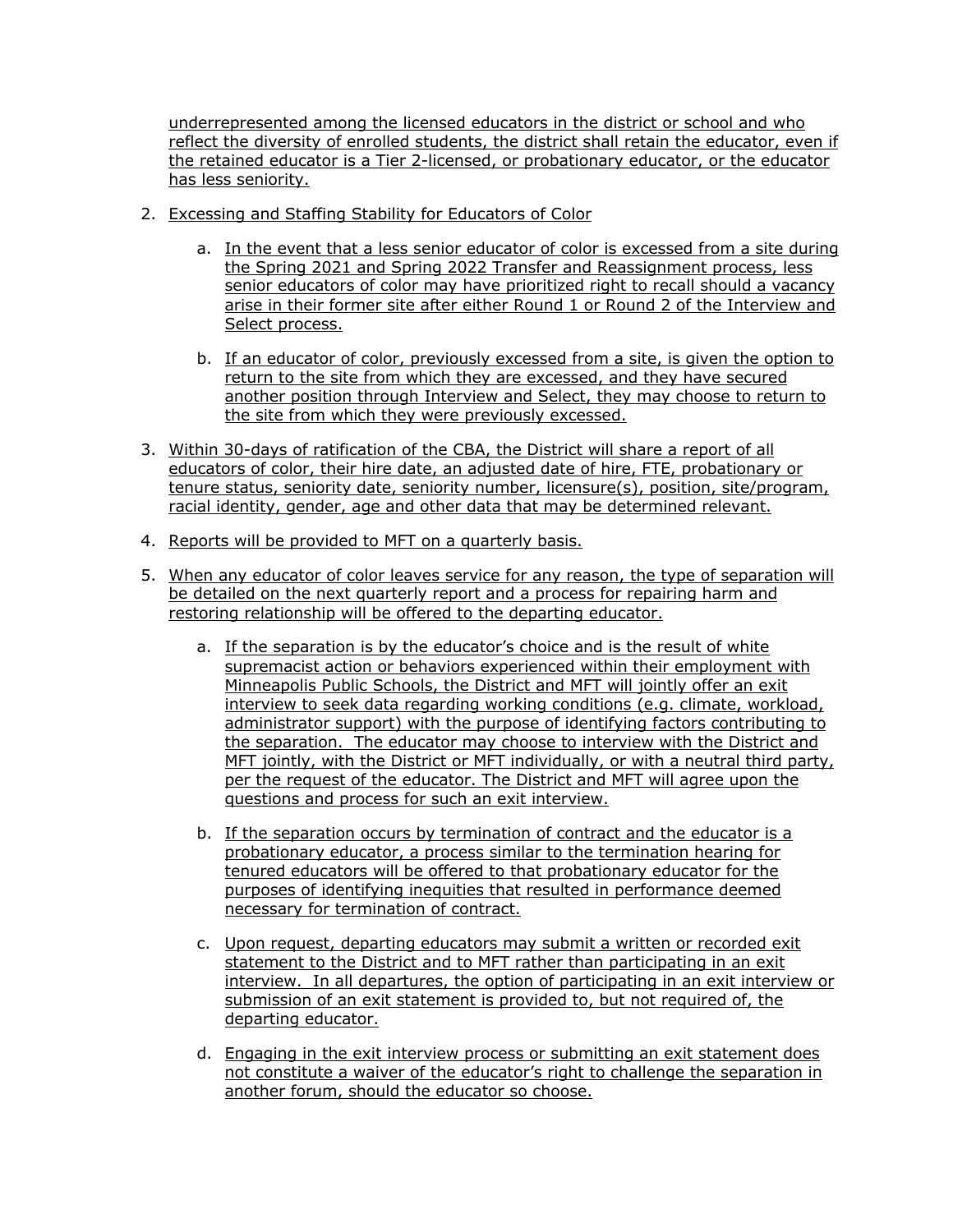underrepresented among the licensed educators in the district or school and who reflect the diversity of enrolled students, the district shall retain the educator, even if the retained educator is a Tier 2-licensed, or probationary educator, or the educator has less seniority.

2. Excessing and Staffing Stability for Educators of Color

    a. In the event that a less senior educator of color is excessed from a site during the Spring 2021 and Spring 2022 Transfer and Reassignment process, less senior educators of color may have prioritized right to recall should a vacancy arise in their former site after either Round 1 or Round 2 of the Interview and Select process.

    b. If an educator of color, previously excessed from a site, is given the option to return to the site from which they are excessed, and they have secured another position through Interview and Select, they may choose to return to the site from which they were previously excessed.

3. Within 30-days of ratification of the CBA, the District will share a report of all educators of color, their hire date, an adjusted date of hire, FTE, probationary or tenure status, seniority date, seniority number, licensure(s), position, site/program, racial identity, gender, age and other data that may be determined relevant.

4. Reports will be provided to MFT on a quarterly basis.

5. When any educator of color leaves service for any reason, the type of separation will be detailed on the next quarterly report and a process for repairing harm and restoring relationship will be offered to the departing educator.

    a. If the separation is by the educator's choice and is the result of white supremacist action or behaviors experienced within their employment with Minneapolis Public Schools, the District and MFT will jointly offer an exit interview to seek data regarding working conditions (e.g. climate, workload, administrator support) with the purpose of identifying factors contributing to the separation. The educator may choose to interview with the District and MFT jointly, with the District or MFT individually, or with a neutral third party, per the request of the educator. The District and MFT will agree upon the questions and process for such an exit interview.

    b. If the separation occurs by termination of contract and the educator is a probationary educator, a process similar to the termination hearing for tenured educators will be offered to that probationary educator for the purposes of identifying inequities that resulted in performance deemed necessary for termination of contract.

    c. Upon request, departing educators may submit a written or recorded exit statement to the District and to MFT rather than participating in an exit interview. In all departures, the option of participating in an exit interview or submission of an exit statement is provided to, but not required of, the departing educator.

    d. Engaging in the exit interview process or submitting an exit statement does not constitute a waiver of the educator's right to challenge the separation in another forum, should the educator so choose.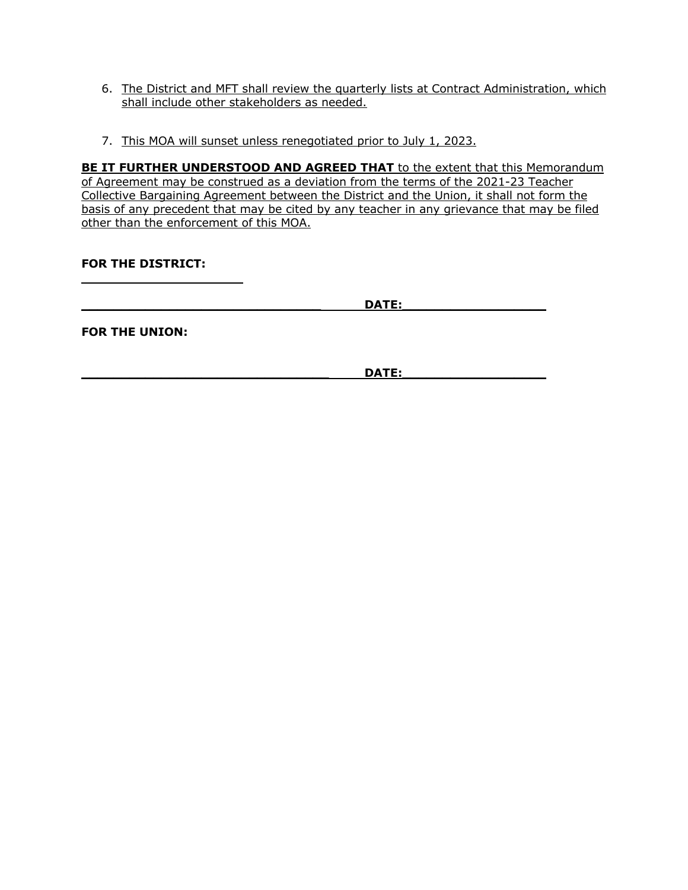6. The District and MFT shall review the quarterly lists at Contract Administration, which shall include other stakeholders as needed.

7. This MOA will sunset unless renegotiated prior to July 1, 2023.

**BE IT FURTHER UNDERSTOOD AND AGREED THAT** to the extent that this Memorandum of Agreement may be construed as a deviation from the terms of the 2021-23 Teacher Collective Bargaining Agreement between the District and the Union, it shall not form the basis of any precedent that may be cited by any teacher in any grievance that may be filed other than the enforcement of this MOA.

**FOR THE DISTRICT:**

______________________

________________________________ **DATE:**__________________

**FOR THE UNION:**

________________________________ **DATE:**__________________